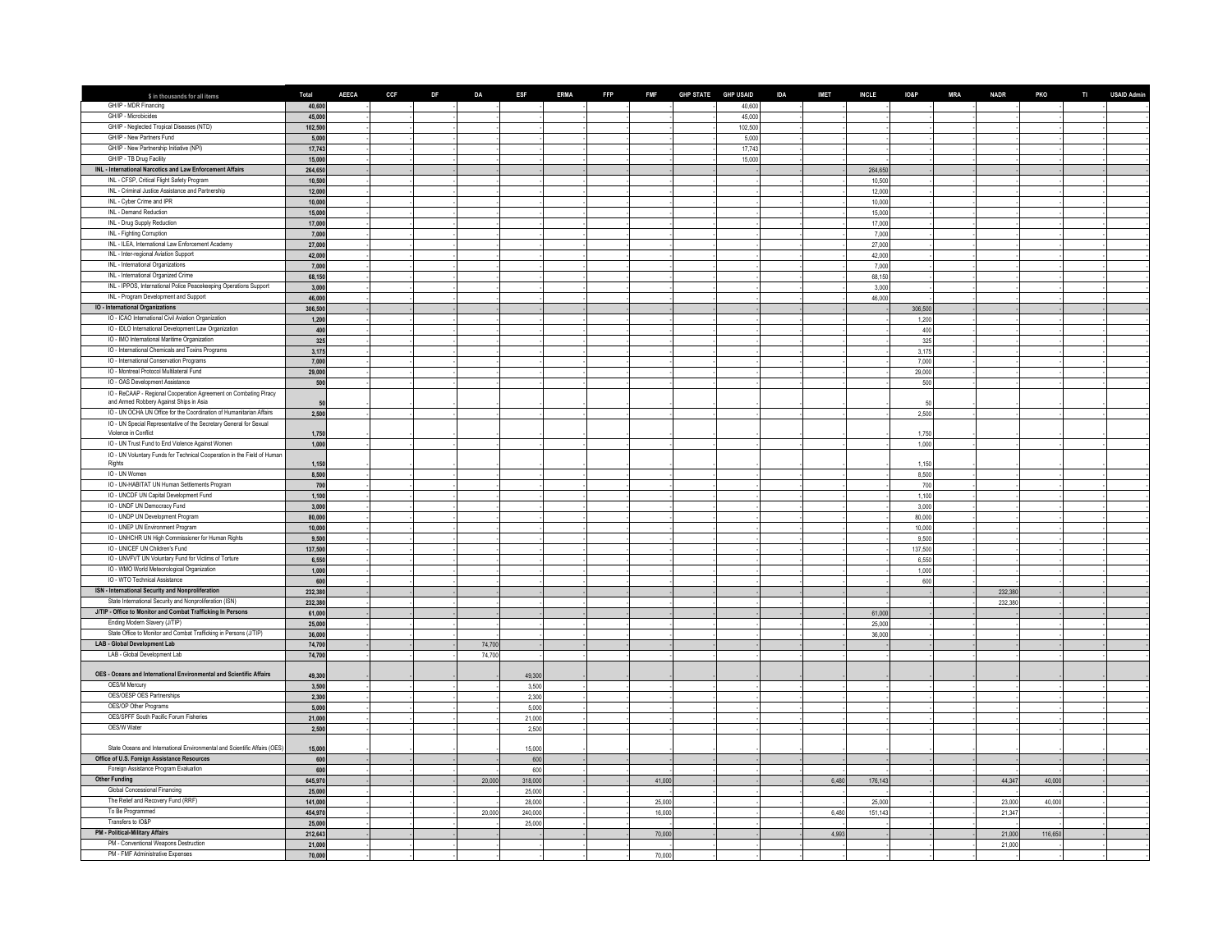| $ in thousands for all items | Total | AECA | CCF | DF | DA | ESF | ERMA | FFP | FMF | GHP STATE | GHP USAID | IDA | IMET | INCLE | IO&P | MRA | NADR | PKO | TI | USAID Admin |
|---|---|---|---|---|---|---|---|---|---|---|---|---|---|---|---|---|---|---|---|---|
| GH/IP - MDR Financing | 40,600 | - | - | - | - | - | - | - | - | - | 40,600 | - | - | | - | - | - | - | - | - |
| GH/IP - Microbicides | 45,000 | - | - | - | - | - | - | - | - | - | 45,000 | - | - | | - | - | - | - | - | - |
| GH/IP - Neglected Tropical Diseases (NTD) | 102,500 | - | - | - | - | - | - | - | - | - | 102,500 | - | - | | - | - | - | - | - | - |
| GH/IP - New Partners Fund | 5,000 | - | - | - | - | - | - | - | - | - | 5,000 | - | - | | - | - | - | - | - | - |
| GH/IP - New Partnership Initiative (NPI) | 17,743 | - | - | - | - | - | - | - | - | - | 17,743 | - | - | | - | - | - | - | - | - |
| GH/IP - TB Drug Facility | 15,000 | - | - | - | - | - | - | - | - | - | 15,000 | - | - | | - | - | - | - | - | - |
| **INL - International Narcotics and Law Enforcement Affairs** | **264,650** | - | - | - | - | - | - | - | - | - | - | - | - | 264,650 | - | - | - | - | - | - |
| INL - CFSP, Critical Flight Safety Program | 10,500 | - | - | - | - | - | - | - | - | - | - | - | - | 10,500 | - | - | - | - | - | - |
| INL - Criminal Justice Assistance and Partnership | 12,000 | - | - | - | - | - | - | - | - | - | - | - | - | 12,000 | - | - | - | - | - | - |
| INL - Cyber Crime and IPR | 10,000 | - | - | - | - | - | - | - | - | - | - | - | - | 10,000 | - | - | - | - | - | - |
| INL - Demand Reduction | 15,000 | - | - | - | - | - | - | - | - | - | - | - | - | 15,000 | - | - | - | - | - | - |
| INL - Drug Supply Reduction | 17,000 | - | - | - | - | - | - | - | - | - | - | - | - | 17,000 | - | - | - | - | - | - |
| INL - Fighting Corruption | 7,000 | - | - | - | - | - | - | - | - | - | - | - | - | 7,000 | - | - | - | - | - | - |
| INL - ILEA, International Law Enforcement Academy | 27,000 | - | - | - | - | - | - | - | - | - | - | - | - | 27,000 | - | - | - | - | - | - |
| INL - Inter-regional Aviation Support | 42,000 | - | - | - | - | - | - | - | - | - | - | - | - | 42,000 | - | - | - | - | - | - |
| INL - International Organizations | 7,000 | - | - | - | - | - | - | - | - | - | - | - | - | 7,000 | - | - | - | - | - | - |
| INL - International Organized Crime | 68,150 | - | - | - | - | - | - | - | - | - | - | - | - | 68,150 | - | - | - | - | - | - |
| INL - IPPOS, International Police Peacekeeping Operations Support | 3,000 | - | - | - | - | - | - | - | - | - | - | - | - | 3,000 | - | - | - | - | - | - |
| INL - Program Development and Support | 46,000 | - | - | - | - | - | - | - | - | - | - | - | - | 46,000 | - | - | - | - | - | - |
| **IO - International Organizations** | **306,500** | - | - | - | - | - | - | - | - | - | - | - | - | - | 306,500 | - | - | - | - | - |
| IO - ICAO International Civil Aviation Organization | 1,200 | - | - | - | - | - | - | - | - | - | - | - | - | - | 1,200 | - | - | - | - | - |
| IO - IDLO International Development Law Organization | 400 | - | - | - | - | - | - | - | - | - | - | - | - | - | 400 | - | - | - | - | - |
| IO - IMO International Maritime Organization | 325 | - | - | - | - | - | - | - | - | - | - | - | - | - | 325 | - | - | - | - | - |
| IO - International Chemicals and Toxins Programs | 3,175 | - | - | - | - | - | - | - | - | - | - | - | - | - | 3,175 | - | - | - | - | - |
| IO - International Conservation Programs | 7,000 | - | - | - | - | - | - | - | - | - | - | - | - | - | 7,000 | - | - | - | - | - |
| IO - Montreal Protocol Multilateral Fund | 29,000 | - | - | - | - | - | - | - | - | - | - | - | - | - | 29,000 | - | - | - | - | - |
| IO - OAS Development Assistance | 500 | - | - | - | - | - | - | - | - | - | - | - | - | - | 500 | - | - | - | - | - |
| IO - ReCAAP - Regional Cooperation Agreement on Combating Piracy and Armed Robbery Against Ships in Asia | 50 | - | - | - | - | - | - | - | - | - | - | - | - | - | 50 | - | - | - | - | - |
| IO - UN OCHA UN Office for the Coordination of Humanitarian Affairs | 2,500 | - | - | - | - | - | - | - | - | - | - | - | - | - | 2,500 | - | - | - | - | - |
| IO - UN Special Representative of the Secretary General for Sexual Violence in Conflict | 1,750 | - | - | - | - | - | - | - | - | - | - | - | - | - | 1,750 | - | - | - | - | - |
| IO - UN Trust Fund to End Violence Against Women | 1,000 | - | - | - | - | - | - | - | - | - | - | - | - | - | 1,000 | - | - | - | - | - |
| IO - UN Voluntary Funds for Technical Cooperation in the Field of Human Rights | 1,150 | - | - | - | - | - | - | - | - | - | - | - | - | - | 1,150 | - | - | - | - | - |
| IO - UN Women | 8,500 | - | - | - | - | - | - | - | - | - | - | - | - | - | 8,500 | - | - | - | - | - |
| IO - UN-HABITAT UN Human Settlements Program | 700 | - | - | - | - | - | - | - | - | - | - | - | - | - | 700 | - | - | - | - | - |
| IO - UNCDF UN Capital Development Fund | 1,100 | - | - | - | - | - | - | - | - | - | - | - | - | - | 1,100 | - | - | - | - | - |
| IO - UNDF UN Democracy Fund | 3,000 | - | - | - | - | - | - | - | - | - | - | - | - | - | 3,000 | - | - | - | - | - |
| IO - UNDP UN Development Program | 80,000 | - | - | - | - | - | - | - | - | - | - | - | - | - | 80,000 | - | - | - | - | - |
| IO - UNEP UN Environment Program | 10,000 | - | - | - | - | - | - | - | - | - | - | - | - | - | 10,000 | - | - | - | - | - |
| IO - UNHCHR UN High Commissioner for Human Rights | 9,500 | - | - | - | - | - | - | - | - | - | - | - | - | - | 9,500 | - | - | - | - | - |
| IO - UNICEF UN Children's Fund | 137,500 | - | - | - | - | - | - | - | - | - | - | - | - | - | 137,500 | - | - | - | - | - |
| IO - UNVFVT UN Voluntary Fund for Victims of Torture | 6,550 | - | - | - | - | - | - | - | - | - | - | - | - | - | 6,550 | - | - | - | - | - |
| IO - WMO World Meteorological Organization | 1,000 | - | - | - | - | - | - | - | - | - | - | - | - | - | 1,000 | - | - | - | - | - |
| IO - WTO Technical Assistance | 600 | - | - | - | - | - | - | - | - | - | - | - | - | - | 600 | - | - | - | - | - |
| **ISN - International Security and Nonproliferation** | **232,380** | - | - | - | - | - | - | - | - | - | - | - | - | - | - | - | 232,380 | - | - | - |
| State International Security and Nonproliferation (ISN) | 232,380 | - | - | - | - | - | - | - | - | - | - | - | - | - | - | - | 232,380 | - | - | - |
| **J/TIP - Office to Monitor and Combat Trafficking In Persons** | **61,000** | - | - | - | - | - | - | - | - | - | - | - | - | 61,000 | - | - | - | - | - | - |
| Ending Modern Slavery (J/TIP) | 25,000 | - | - | - | - | - | - | - | - | - | - | - | - | 25,000 | - | - | - | - | - | - |
| State Office to Monitor and Combat Trafficking in Persons (J/TIP) | 36,000 | - | - | - | - | - | - | - | - | - | - | - | - | 36,000 | - | - | - | - | - | - |
| **LAB - Global Development Lab** | **74,700** | - | - | - | 74,700 | - | - | - | - | - | - | - | - | - | - | - | - | - | - | - |
| LAB - Global Development Lab | 74,700 | - | - | - | 74,700 | - | - | - | - | - | - | - | - | - | - | - | - | - | - | - |
| **OES - Oceans and International Environmental and Scientific Affairs** | **49,300** | - | - | - | - | 49,300 | - | - | - | - | - | - | - | - | - | - | - | - | - | - |
| OES/M Mercury | 3,500 | - | - | - | - | 3,500 | - | - | - | - | - | - | - | - | - | - | - | - | - | - |
| OES/OESP OES Partnerships | 2,300 | - | - | - | - | 2,300 | - | - | - | - | - | - | - | - | - | - | - | - | - | - |
| OES/OP Other Programs | 5,000 | - | - | - | - | 5,000 | - | - | - | - | - | - | - | - | - | - | - | - | - | - |
| OES/SPFF South Pacific Forum Fisheries | 21,000 | - | - | - | - | 21,000 | - | - | - | - | - | - | - | - | - | - | - | - | - | - |
| OES/W Water | 2,500 | - | - | - | - | 2,500 | - | - | - | - | - | - | - | - | - | - | - | - | - | - |
| State Oceans and International Environmental and Scientific Affairs (OES) | 15,000 | - | - | - | - | 15,000 | - | - | - | - | - | - | - | - | - | - | - | - | - | - |
| **Office of U.S. Foreign Assistance Resources** | **600** | - | - | - | - | 600 | - | - | - | - | - | - | - | - | - | - | - | - | - | - |
| Foreign Assistance Program Evaluation | 600 | - | - | - | - | 600 | - | - | - | - | - | - | - | - | - | - | - | - | - | - |
| **Other Funding** | **645,970** | - | - | - | 20,000 | 318,000 | - | - | 41,000 | - | - | - | 6,480 | 176,143 | - | - | 44,347 | 40,000 | - | - |
| Global Concessional Financing | 25,000 | - | - | - | - | 25,000 | - | - | - | - | - | - | - | - | - | - | - | - | - | - |
| The Relief and Recovery Fund (RRF) | 141,000 | - | - | - | - | 28,000 | - | - | 25,000 | - | - | - | - | 25,000 | - | - | 23,000 | 40,000 | - | - |
| To Be Programmed | 454,970 | - | - | - | 20,000 | 240,000 | - | - | 16,000 | - | - | - | 6,480 | 151,143 | - | - | 21,347 | - | - | - |
| Transfers to IO&P | 25,000 | - | - | - | - | 25,000 | - | - | - | - | - | - | - | - | - | - | - | - | - | - |
| **PM - Political-Military Affairs** | **212,643** | - | - | - | - | - | - | - | 70,000 | - | - | - | 4,993 | - | - | - | 21,000 | 116,650 | - | - |
| PM - Conventional Weapons Destruction | 21,000 | - | - | - | - | - | - | - | - | - | - | - | - | - | - | - | 21,000 | - | - | - |
| PM - FMF Administrative Expenses | 70,000 | - | - | - | - | - | - | - | 70,000 | - | - | - | - | - | - | - | - | - | - | - |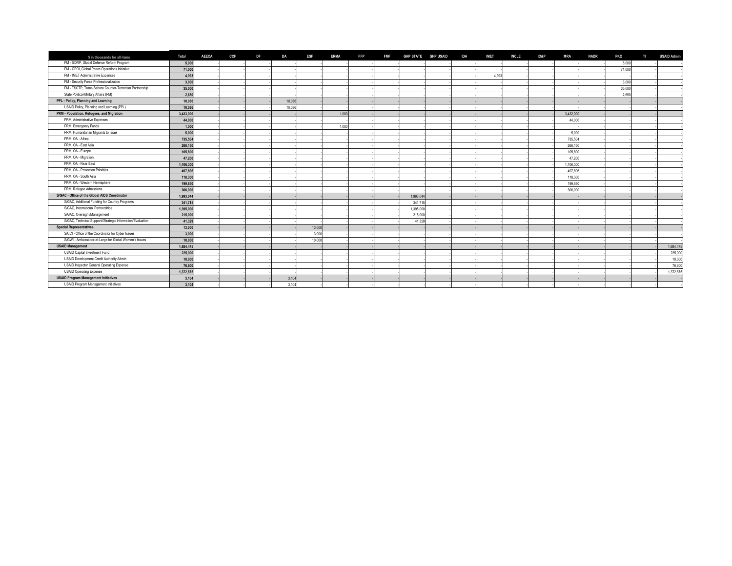| $ in thousands for all items | Total | AEECA | CCF | DF | DA | ESF | ERMA | FFP | FMF | GHP STATE | GHP USAID | IDA | IMET | INCLE | IO&P | MRA | NADR | PKO | TI | USAID Admin |
|---|---|---|---|---|---|---|---|---|---|---|---|---|---|---|---|---|---|---|---|---|
| PM - GDRP, Global Defense Reform Program | 5,000 | - | - | - | - | - | - | - | - | - | - | - | | - | - | | - | 5,000 | - | - |
| PM - GPOI, Global Peace Operations Initiative | 71,000 | - | - | - | - | - | - | - | - | - | - | - | | - | - | | - | 71,000 | - | - |
| PM - IMET Administrative Expenses | 4,993 | - | - | - | - | - | - | - | - | - | - | - | 4,993 | - | - | | - | - | - | - |
| PM - Security Force Professionalization | 3,000 | - | - | - | - | - | - | - | - | - | - | - | - | - | - | - | - | 3,000 | - | - |
| PM - TSCTP, Trans-Sahara Counter-Terrorism Partnership | 35,000 | - | - | - | - | - | - | - | - | - | - | - | - | - | - | - | - | 35,000 | - | - |
| State Political-Military Affairs (PM) | 2,650 | - | - | - | - | - | - | - | - | - | - | - | - | - | - | - | - | 2,650 | - | - |
| **PPL - Policy, Planning and Learning** | 10,036 | - | - | - | 10,036 | - | - | - | - | - | - | - | - | - | - | - | - | - | - | - |
| USAID Policy, Planning and Learning (PPL) | 10,036 | - | - | - | 10,036 | - | - | - | - | - | - | - | - | - | - | | - | - | - | - |
| **PRM - Population, Refugees, and Migration** | 3,433,000 | - | - | - | - | - | 1,000 | - | - | - | - | - | - | - | - | 3,432,000 | - | - | - | - |
| PRM, Administrative Expenses | 44,000 | - | - | - | - | - | - | - | - | - | - | - | - | - | - | 44,000 | - | - | - | - |
| PRM, Emergency Funds | 1,000 | - | - | - | - | - | 1,000 | - | - | - | - | - | - | - | - | - | - | - | - | - |
| PRM, Humanitarian Migrants to Israel | 5,000 | - | - | - | - | - | - | - | - | - | - | - | - | - | - | 5,000 | - | - | - | - |
| PRM, OA - Africa | 735,504 | - | - | - | - | - | - | - | - | - | - | - | - | - | - | 735,504 | - | - | - | - |
| PRM, OA - East Asia | 266,150 | - | - | - | - | - | - | - | - | - | - | - | - | - | - | 266,150 | - | - | - | - |
| PRM, OA - Europe | 105,800 | - | - | - | - | - | - | - | - | - | - | - | - | - | - | 105,800 | - | - | - | - |
| PRM, OA - Migration | 47,200 | - | - | - | - | - | - | - | - | - | - | - | - | - | - | 47,200 | - | - | - | - |
| PRM, OA - Near East | 1,106,300 | - | - | - | - | - | - | - | - | - | - | - | - | - | - | 1,106,300 | - | - | - | - |
| PRM, OA - Protection Priorities | 497,896 | - | - | - | - | - | - | - | - | - | - | - | - | - | - | 497,896 | - | - | - | - |
| PRM, OA - South Asia | 118,300 | - | - | - | - | - | - | - | - | - | - | - | - | - | - | 118,300 | - | - | - | - |
| PRM, OA - Western Hemisphere | 199,850 | - | - | - | - | - | - | - | - | - | - | - | - | - | - | 199,850 | - | - | - | - |
| PRM, Refugee Admissions | 306,000 | - | - | - | - | - | - | - | - | - | - | - | - | - | - | 306,000 | - | - | - | - |
| **S/GAC - Office of the Global AIDS Coordinator** | 1,993,044 | - | - | - | - | - | - | - | - | 1,993,044 | - | - | - | - | - | - | - | - | - | - |
| S/GAC, Additional Funding for Country Programs | 341,715 | - | - | - | - | - | - | - | - | 341,715 | - | - | - | - | - | | - | - | - | |
| S/GAC, International Partnerships | 1,395,000 | - | - | - | - | - | - | - | - | 1,395,000 | - | - | - | - | - | | - | - | - | |
| S/GAC, Oversight/Management | 215,000 | - | - | - | - | - | - | - | - | 215,000 | - | - | - | - | - | | - | - | - | |
| S/GAC, Technical Support//Strategic Information/Evaluation | 41,329 | - | - | - | - | - | - | - | - | 41,329 | - | - | - | - | - | | - | - | - | |
| **Special Representatives** | 13,000 | - | - | - | - | 13,000 | - | - | - | - | - | - | - | - | - | - | - | - | - | - |
| S/CCI - Office of the Coordinator for Cyber Issues | 3,000 | - | - | - | - | 3,000 | - | - | - | - | - | - | - | - | - | | - | - | - | |
| S/GWI - Ambassador-at-Large for Global Women's Issues | 10,000 | - | - | - | - | 10,000 | - | - | - | - | - | - | - | - | - | | - | - | - | |
| **USAID Management** | 1,684,475 | - | - | - | - | - | - | - | - | - | - | - | - | - | - | - | - | - | - | 1,684,475 |
| USAID Capital Investment Fund | 225,000 | - | - | - | - | - | - | - | - | - | - | - | - | - | - | | - | - | - | 225,000 |
| USAID Development Credit Authority Admin | 10,000 | - | - | - | - | - | - | - | - | - | - | - | - | - | - | | - | - | - | 10,000 |
| USAID Inspector General Operating Expense | 76,600 | - | - | - | - | - | - | - | - | - | - | - | - | - | - | | - | - | - | 76,600 |
| USAID Operating Expense | 1,372,875 | - | - | - | - | - | - | - | - | - | - | - | - | - | - | | - | - | - | 1,372,875 |
| **USAID Program Management Initiatives** | 3,104 | - | - | - | 3,104 | - | - | - | - | - | - | - | - | - | - | - | - | - | - | - |
| USAID Program Management Initiatives | 3,104 | - | - | - | 3,104 | - | - | - | - | - | - | - | - | - | - | - | - | - | - | - |